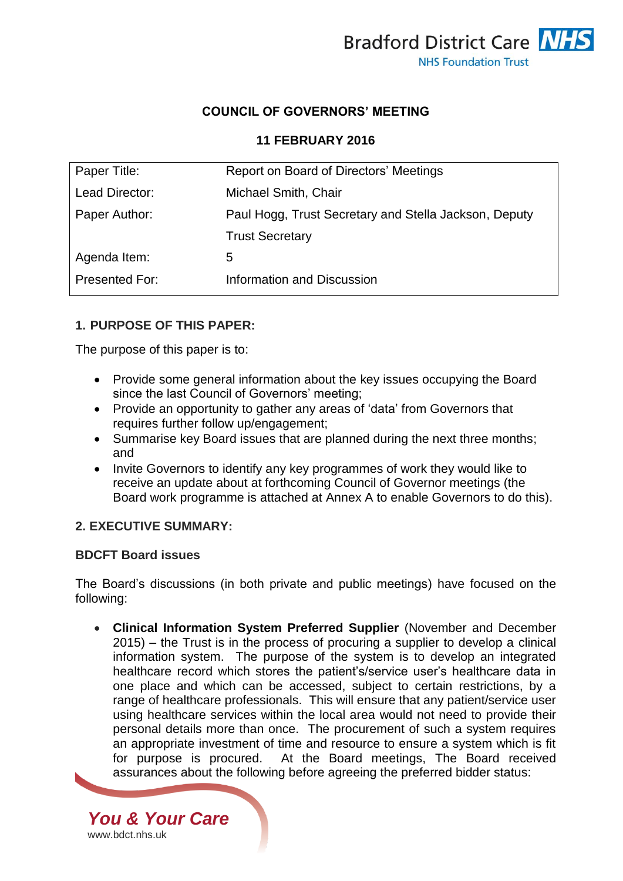Bradford District Care NHS Foundation Trust

# COUNCIL OF GOVERNORS' MEETING

## 11 FEBRUARY 2016

| Paper Title: | Report on Board of Directors' Meetings |
|---|---|
| Lead Director: | Michael Smith, Chair |
| Paper Author: | Paul Hogg, Trust Secretary and Stella Jackson, Deputy Trust Secretary |
| Agenda Item: | 5 |
| Presented For: | Information and Discussion |

### 1. PURPOSE OF THIS PAPER:

The purpose of this paper is to:

- Provide some general information about the key issues occupying the Board since the last Council of Governors' meeting;
- Provide an opportunity to gather any areas of 'data' from Governors that requires further follow up/engagement;
- Summarise key Board issues that are planned during the next three months; and
- Invite Governors to identify any key programmes of work they would like to receive an update about at forthcoming Council of Governor meetings (the Board work programme is attached at Annex A to enable Governors to do this).

### 2. EXECUTIVE SUMMARY:

**BDCFT Board issues**

The Board's discussions (in both private and public meetings) have focused on the following:

- **Clinical Information System Preferred Supplier** (November and December 2015) – the Trust is in the process of procuring a supplier to develop a clinical information system. The purpose of the system is to develop an integrated healthcare record which stores the patient's/service user's healthcare data in one place and which can be accessed, subject to certain restrictions, by a range of healthcare professionals. This will ensure that any patient/service user using healthcare services within the local area would not need to provide their personal details more than once. The procurement of such a system requires an appropriate investment of time and resource to ensure a system which is fit for purpose is procured. At the Board meetings, The Board received assurances about the following before agreeing the preferred bidder status: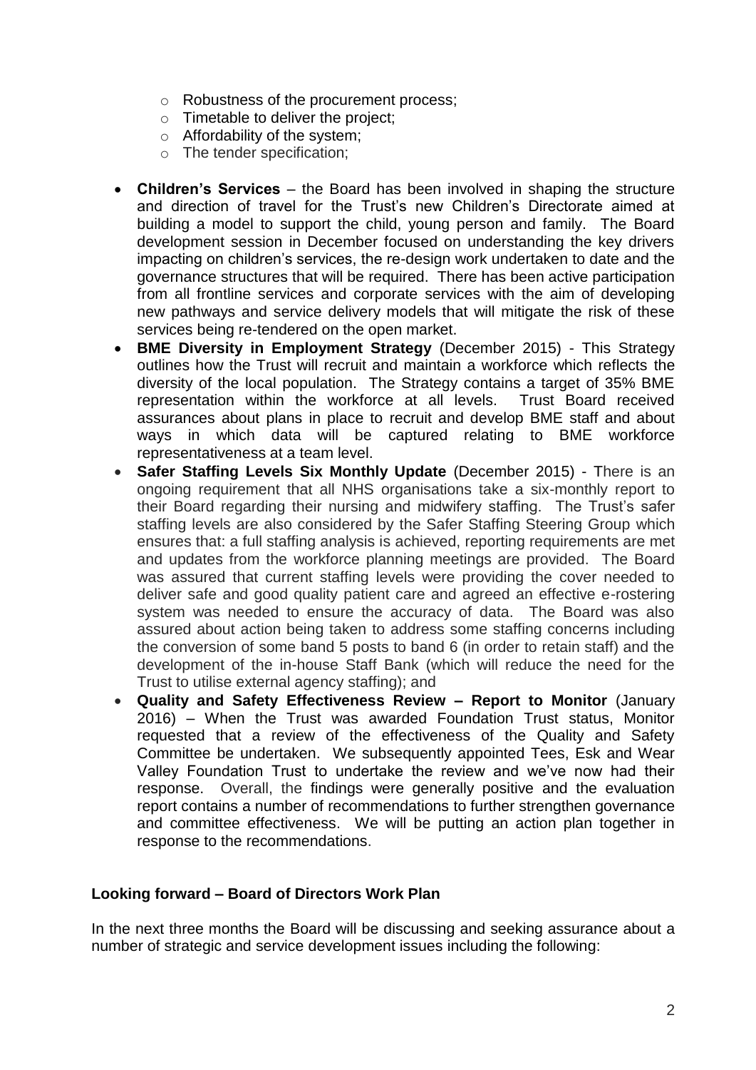- Robustness of the procurement process;
  - Timetable to deliver the project;
  - Affordability of the system;
  - The tender specification;

- **Children's Services** – the Board has been involved in shaping the structure and direction of travel for the Trust's new Children's Directorate aimed at building a model to support the child, young person and family. The Board development session in December focused on understanding the key drivers impacting on children's services, the re-design work undertaken to date and the governance structures that will be required. There has been active participation from all frontline services and corporate services with the aim of developing new pathways and service delivery models that will mitigate the risk of these services being re-tendered on the open market.
- **BME Diversity in Employment Strategy** (December 2015) - This Strategy outlines how the Trust will recruit and maintain a workforce which reflects the diversity of the local population. The Strategy contains a target of 35% BME representation within the workforce at all levels. Trust Board received assurances about plans in place to recruit and develop BME staff and about ways in which data will be captured relating to BME workforce representativeness at a team level.
- **Safer Staffing Levels Six Monthly Update** (December 2015) - There is an ongoing requirement that all NHS organisations take a six-monthly report to their Board regarding their nursing and midwifery staffing. The Trust's safer staffing levels are also considered by the Safer Staffing Steering Group which ensures that: a full staffing analysis is achieved, reporting requirements are met and updates from the workforce planning meetings are provided. The Board was assured that current staffing levels were providing the cover needed to deliver safe and good quality patient care and agreed an effective e-rostering system was needed to ensure the accuracy of data. The Board was also assured about action being taken to address some staffing concerns including the conversion of some band 5 posts to band 6 (in order to retain staff) and the development of the in-house Staff Bank (which will reduce the need for the Trust to utilise external agency staffing); and
- **Quality and Safety Effectiveness Review – Report to Monitor** (January 2016) – When the Trust was awarded Foundation Trust status, Monitor requested that a review of the effectiveness of the Quality and Safety Committee be undertaken. We subsequently appointed Tees, Esk and Wear Valley Foundation Trust to undertake the review and we've now had their response. Overall, the findings were generally positive and the evaluation report contains a number of recommendations to further strengthen governance and committee effectiveness. We will be putting an action plan together in response to the recommendations.

**Looking forward – Board of Directors Work Plan**

In the next three months the Board will be discussing and seeking assurance about a number of strategic and service development issues including the following: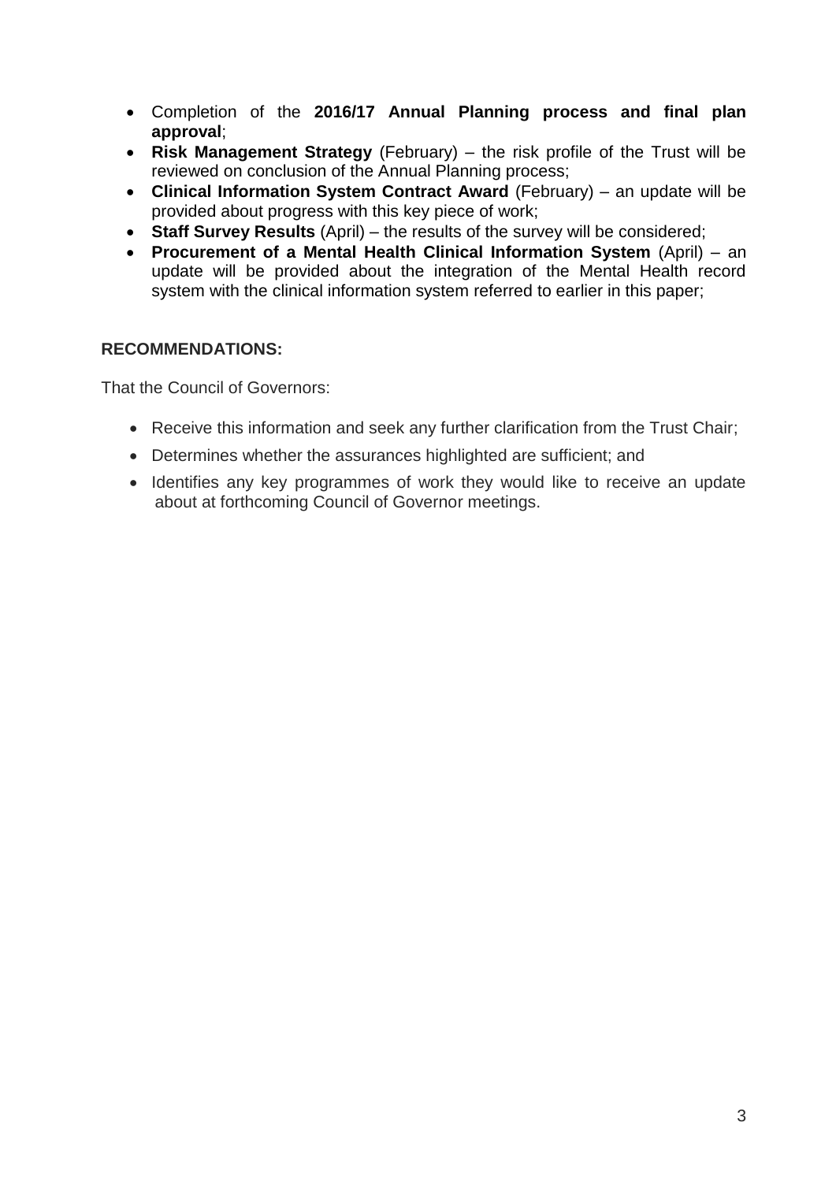- Completion of the **2016/17 Annual Planning process and final plan approval**;
- **Risk Management Strategy** (February) – the risk profile of the Trust will be reviewed on conclusion of the Annual Planning process;
- **Clinical Information System Contract Award** (February) – an update will be provided about progress with this key piece of work;
- **Staff Survey Results** (April) – the results of the survey will be considered;
- **Procurement of a Mental Health Clinical Information System** (April) – an update will be provided about the integration of the Mental Health record system with the clinical information system referred to earlier in this paper;

**RECOMMENDATIONS:**

That the Council of Governors:

- Receive this information and seek any further clarification from the Trust Chair;
- Determines whether the assurances highlighted are sufficient; and
- Identifies any key programmes of work they would like to receive an update about at forthcoming Council of Governor meetings.